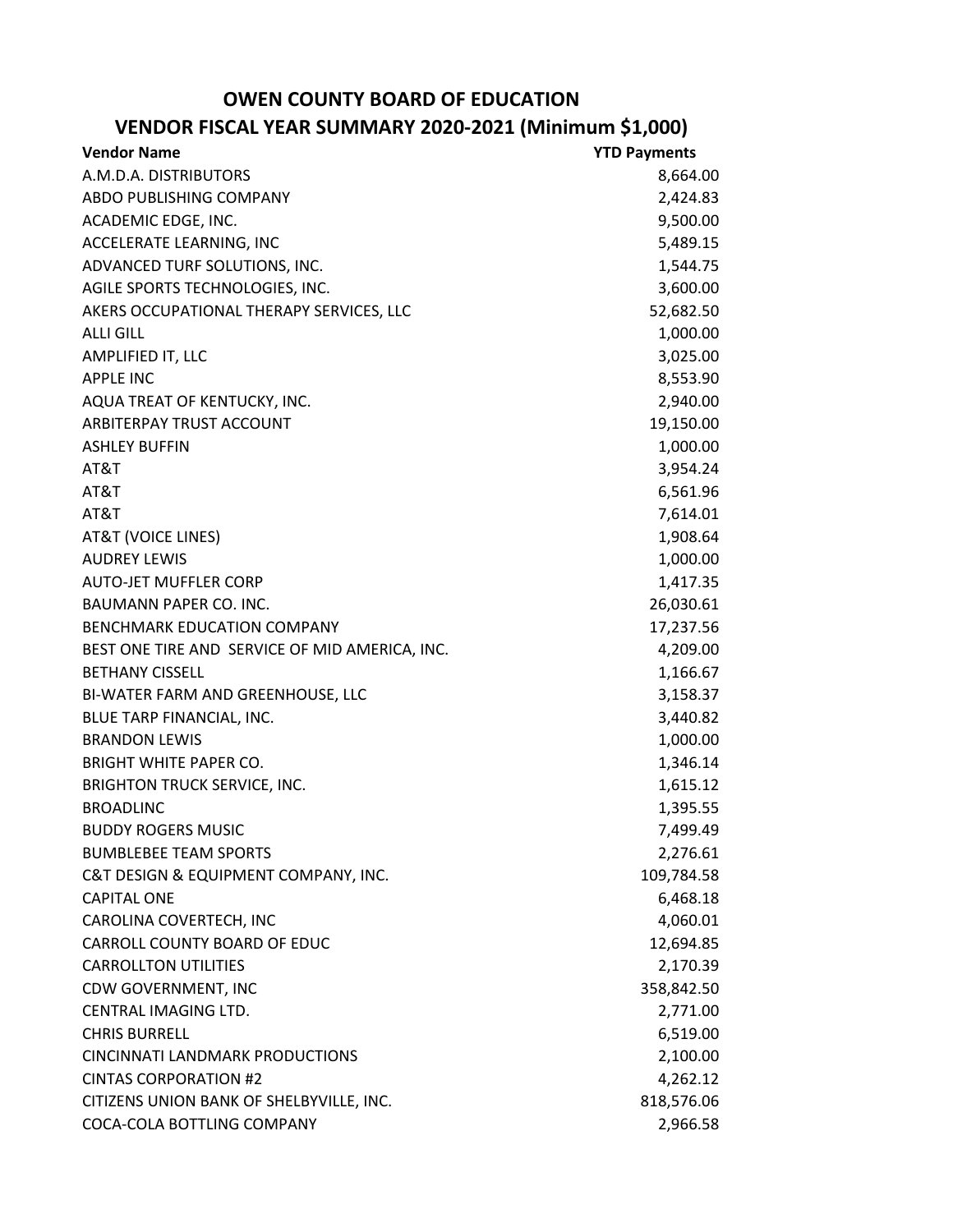# OWEN COUNTY BOARD OF EDUCATION

## VENDOR FISCAL YEAR SUMMARY 2020-2021 (Minimum $1,000)

| Vendor Name | YTD Payments |
|---|---:|
| A.M.D.A. DISTRIBUTORS | 8,664.00 |
| ABDO PUBLISHING COMPANY | 2,424.83 |
| ACADEMIC EDGE, INC. | 9,500.00 |
| ACCELERATE LEARNING, INC | 5,489.15 |
| ADVANCED TURF SOLUTIONS, INC. | 1,544.75 |
| AGILE SPORTS TECHNOLOGIES, INC. | 3,600.00 |
| AKERS OCCUPATIONAL THERAPY SERVICES, LLC | 52,682.50 |
| ALLI GILL | 1,000.00 |
| AMPLIFIED IT, LLC | 3,025.00 |
| APPLE INC | 8,553.90 |
| AQUA TREAT OF KENTUCKY, INC. | 2,940.00 |
| ARBITERPAY TRUST ACCOUNT | 19,150.00 |
| ASHLEY BUFFIN | 1,000.00 |
| AT&T | 3,954.24 |
| AT&T | 6,561.96 |
| AT&T | 7,614.01 |
| AT&T (VOICE LINES) | 1,908.64 |
| AUDREY LEWIS | 1,000.00 |
| AUTO-JET MUFFLER CORP | 1,417.35 |
| BAUMANN PAPER CO. INC. | 26,030.61 |
| BENCHMARK EDUCATION COMPANY | 17,237.56 |
| BEST ONE TIRE AND SERVICE OF MID AMERICA, INC. | 4,209.00 |
| BETHANY CISSELL | 1,166.67 |
| BI-WATER FARM AND GREENHOUSE, LLC | 3,158.37 |
| BLUE TARP FINANCIAL, INC. | 3,440.82 |
| BRANDON LEWIS | 1,000.00 |
| BRIGHT WHITE PAPER CO. | 1,346.14 |
| BRIGHTON TRUCK SERVICE, INC. | 1,615.12 |
| BROADLINC | 1,395.55 |
| BUDDY ROGERS MUSIC | 7,499.49 |
| BUMBLEBEE TEAM SPORTS | 2,276.61 |
| C&T DESIGN & EQUIPMENT COMPANY, INC. | 109,784.58 |
| CAPITAL ONE | 6,468.18 |
| CAROLINA COVERTECH, INC | 4,060.01 |
| CARROLL COUNTY BOARD OF EDUC | 12,694.85 |
| CARROLLTON UTILITIES | 2,170.39 |
| CDW GOVERNMENT, INC | 358,842.50 |
| CENTRAL IMAGING LTD. | 2,771.00 |
| CHRIS BURRELL | 6,519.00 |
| CINCINNATI LANDMARK PRODUCTIONS | 2,100.00 |
| CINTAS CORPORATION #2 | 4,262.12 |
| CITIZENS UNION BANK OF SHELBYVILLE, INC. | 818,576.06 |
| COCA-COLA BOTTLING COMPANY | 2,966.58 |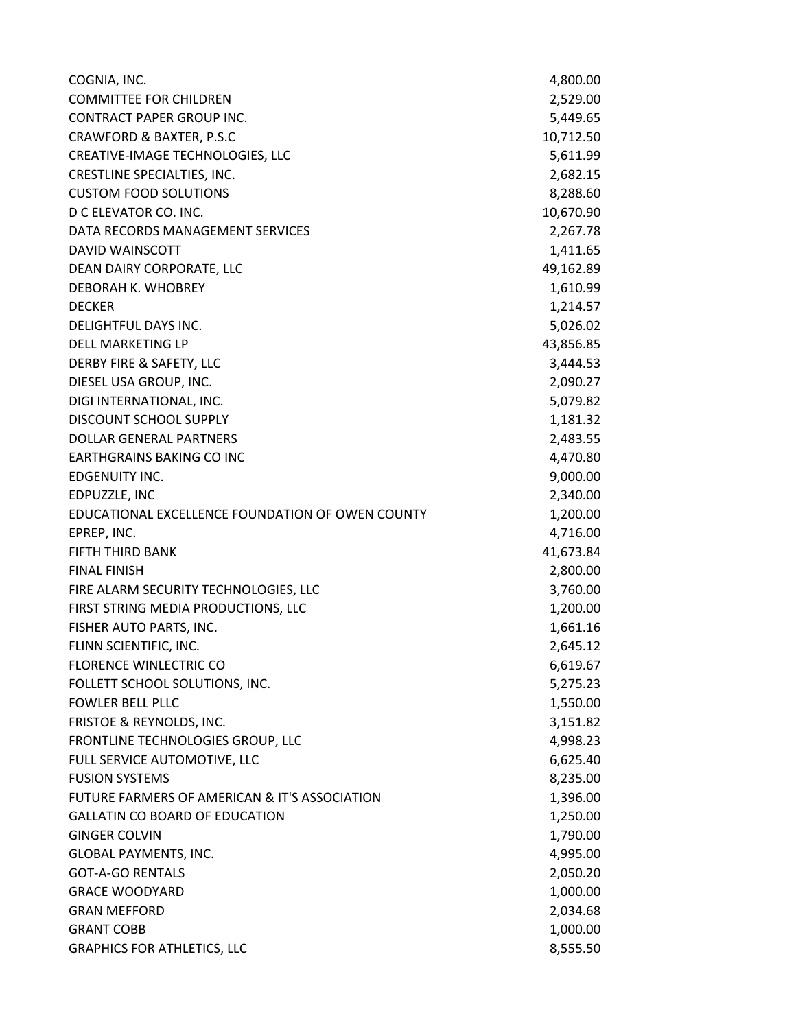| | |
|---|---|
| COGNIA, INC. | 4,800.00 |
| COMMITTEE FOR CHILDREN | 2,529.00 |
| CONTRACT PAPER GROUP INC. | 5,449.65 |
| CRAWFORD & BAXTER, P.S.C | 10,712.50 |
| CREATIVE-IMAGE TECHNOLOGIES, LLC | 5,611.99 |
| CRESTLINE SPECIALTIES, INC. | 2,682.15 |
| CUSTOM FOOD SOLUTIONS | 8,288.60 |
| D C ELEVATOR CO. INC. | 10,670.90 |
| DATA RECORDS MANAGEMENT SERVICES | 2,267.78 |
| DAVID WAINSCOTT | 1,411.65 |
| DEAN DAIRY CORPORATE, LLC | 49,162.89 |
| DEBORAH K. WHOBREY | 1,610.99 |
| DECKER | 1,214.57 |
| DELIGHTFUL DAYS INC. | 5,026.02 |
| DELL MARKETING LP | 43,856.85 |
| DERBY FIRE & SAFETY, LLC | 3,444.53 |
| DIESEL USA GROUP, INC. | 2,090.27 |
| DIGI INTERNATIONAL, INC. | 5,079.82 |
| DISCOUNT SCHOOL SUPPLY | 1,181.32 |
| DOLLAR GENERAL PARTNERS | 2,483.55 |
| EARTHGRAINS BAKING CO INC | 4,470.80 |
| EDGENUITY INC. | 9,000.00 |
| EDPUZZLE, INC | 2,340.00 |
| EDUCATIONAL EXCELLENCE FOUNDATION OF OWEN COUNTY | 1,200.00 |
| EPREP, INC. | 4,716.00 |
| FIFTH THIRD BANK | 41,673.84 |
| FINAL FINISH | 2,800.00 |
| FIRE ALARM SECURITY TECHNOLOGIES, LLC | 3,760.00 |
| FIRST STRING MEDIA PRODUCTIONS, LLC | 1,200.00 |
| FISHER AUTO PARTS, INC. | 1,661.16 |
| FLINN SCIENTIFIC, INC. | 2,645.12 |
| FLORENCE WINLECTRIC CO | 6,619.67 |
| FOLLETT SCHOOL SOLUTIONS, INC. | 5,275.23 |
| FOWLER BELL PLLC | 1,550.00 |
| FRISTOE & REYNOLDS, INC. | 3,151.82 |
| FRONTLINE TECHNOLOGIES GROUP, LLC | 4,998.23 |
| FULL SERVICE AUTOMOTIVE, LLC | 6,625.40 |
| FUSION SYSTEMS | 8,235.00 |
| FUTURE FARMERS OF AMERICAN & IT'S ASSOCIATION | 1,396.00 |
| GALLATIN CO BOARD OF EDUCATION | 1,250.00 |
| GINGER COLVIN | 1,790.00 |
| GLOBAL PAYMENTS, INC. | 4,995.00 |
| GOT-A-GO RENTALS | 2,050.20 |
| GRACE WOODYARD | 1,000.00 |
| GRAN MEFFORD | 2,034.68 |
| GRANT COBB | 1,000.00 |
| GRAPHICS FOR ATHLETICS, LLC | 8,555.50 |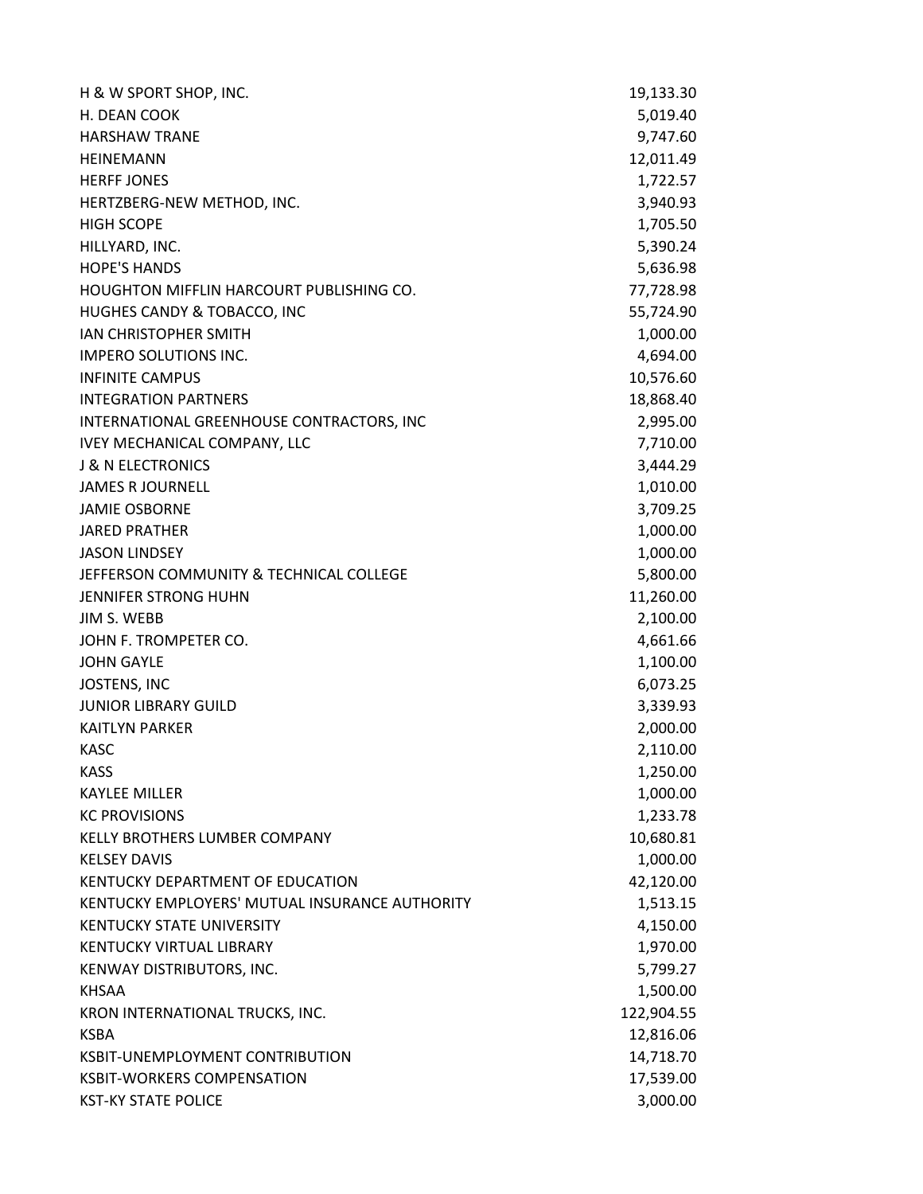| | |
|---|---|
| H & W SPORT SHOP, INC. | 19,133.30 |
| H. DEAN COOK | 5,019.40 |
| HARSHAW TRANE | 9,747.60 |
| HEINEMANN | 12,011.49 |
| HERFF JONES | 1,722.57 |
| HERTZBERG-NEW METHOD, INC. | 3,940.93 |
| HIGH SCOPE | 1,705.50 |
| HILLYARD, INC. | 5,390.24 |
| HOPE'S HANDS | 5,636.98 |
| HOUGHTON MIFFLIN HARCOURT PUBLISHING CO. | 77,728.98 |
| HUGHES CANDY & TOBACCO, INC | 55,724.90 |
| IAN CHRISTOPHER SMITH | 1,000.00 |
| IMPERO SOLUTIONS INC. | 4,694.00 |
| INFINITE CAMPUS | 10,576.60 |
| INTEGRATION PARTNERS | 18,868.40 |
| INTERNATIONAL GREENHOUSE CONTRACTORS, INC | 2,995.00 |
| IVEY MECHANICAL COMPANY, LLC | 7,710.00 |
| J & N ELECTRONICS | 3,444.29 |
| JAMES R JOURNELL | 1,010.00 |
| JAMIE OSBORNE | 3,709.25 |
| JARED PRATHER | 1,000.00 |
| JASON LINDSEY | 1,000.00 |
| JEFFERSON COMMUNITY & TECHNICAL COLLEGE | 5,800.00 |
| JENNIFER STRONG HUHN | 11,260.00 |
| JIM S. WEBB | 2,100.00 |
| JOHN F. TROMPETER CO. | 4,661.66 |
| JOHN GAYLE | 1,100.00 |
| JOSTENS, INC | 6,073.25 |
| JUNIOR LIBRARY GUILD | 3,339.93 |
| KAITLYN PARKER | 2,000.00 |
| KASC | 2,110.00 |
| KASS | 1,250.00 |
| KAYLEE MILLER | 1,000.00 |
| KC PROVISIONS | 1,233.78 |
| KELLY BROTHERS LUMBER COMPANY | 10,680.81 |
| KELSEY DAVIS | 1,000.00 |
| KENTUCKY DEPARTMENT OF EDUCATION | 42,120.00 |
| KENTUCKY EMPLOYERS' MUTUAL INSURANCE AUTHORITY | 1,513.15 |
| KENTUCKY STATE UNIVERSITY | 4,150.00 |
| KENTUCKY VIRTUAL LIBRARY | 1,970.00 |
| KENWAY DISTRIBUTORS, INC. | 5,799.27 |
| KHSAA | 1,500.00 |
| KRON INTERNATIONAL TRUCKS, INC. | 122,904.55 |
| KSBA | 12,816.06 |
| KSBIT-UNEMPLOYMENT CONTRIBUTION | 14,718.70 |
| KSBIT-WORKERS COMPENSATION | 17,539.00 |
| KST-KY STATE POLICE | 3,000.00 |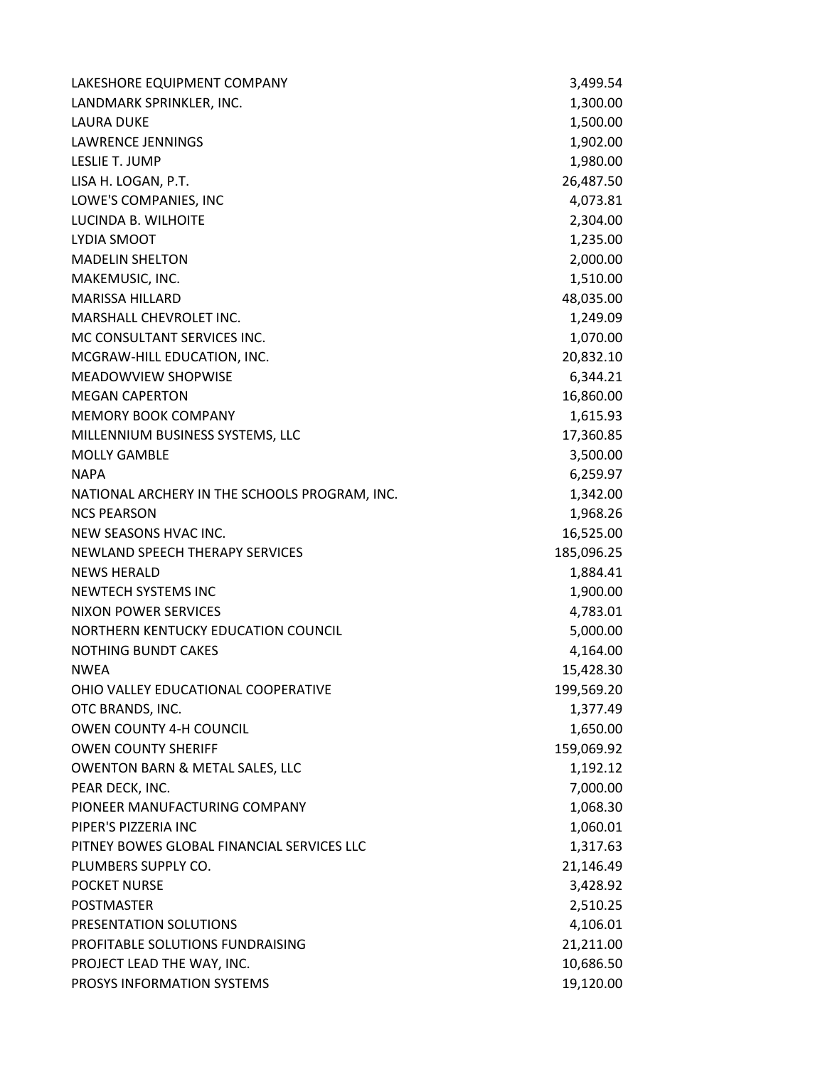| | |
|---|---|
| LAKESHORE EQUIPMENT COMPANY | 3,499.54 |
| LANDMARK SPRINKLER, INC. | 1,300.00 |
| LAURA DUKE | 1,500.00 |
| LAWRENCE JENNINGS | 1,902.00 |
| LESLIE T. JUMP | 1,980.00 |
| LISA H. LOGAN, P.T. | 26,487.50 |
| LOWE'S COMPANIES, INC | 4,073.81 |
| LUCINDA B. WILHOITE | 2,304.00 |
| LYDIA SMOOT | 1,235.00 |
| MADELIN SHELTON | 2,000.00 |
| MAKEMUSIC, INC. | 1,510.00 |
| MARISSA HILLARD | 48,035.00 |
| MARSHALL CHEVROLET INC. | 1,249.09 |
| MC CONSULTANT SERVICES INC. | 1,070.00 |
| MCGRAW-HILL EDUCATION, INC. | 20,832.10 |
| MEADOWVIEW SHOPWISE | 6,344.21 |
| MEGAN CAPERTON | 16,860.00 |
| MEMORY BOOK COMPANY | 1,615.93 |
| MILLENNIUM BUSINESS SYSTEMS, LLC | 17,360.85 |
| MOLLY GAMBLE | 3,500.00 |
| NAPA | 6,259.97 |
| NATIONAL ARCHERY IN THE SCHOOLS PROGRAM, INC. | 1,342.00 |
| NCS PEARSON | 1,968.26 |
| NEW SEASONS HVAC INC. | 16,525.00 |
| NEWLAND SPEECH THERAPY SERVICES | 185,096.25 |
| NEWS HERALD | 1,884.41 |
| NEWTECH SYSTEMS INC | 1,900.00 |
| NIXON POWER SERVICES | 4,783.01 |
| NORTHERN KENTUCKY EDUCATION COUNCIL | 5,000.00 |
| NOTHING BUNDT CAKES | 4,164.00 |
| NWEA | 15,428.30 |
| OHIO VALLEY EDUCATIONAL COOPERATIVE | 199,569.20 |
| OTC BRANDS, INC. | 1,377.49 |
| OWEN COUNTY 4-H COUNCIL | 1,650.00 |
| OWEN COUNTY SHERIFF | 159,069.92 |
| OWENTON BARN & METAL SALES, LLC | 1,192.12 |
| PEAR DECK, INC. | 7,000.00 |
| PIONEER MANUFACTURING COMPANY | 1,068.30 |
| PIPER'S PIZZERIA INC | 1,060.01 |
| PITNEY BOWES GLOBAL FINANCIAL SERVICES LLC | 1,317.63 |
| PLUMBERS SUPPLY CO. | 21,146.49 |
| POCKET NURSE | 3,428.92 |
| POSTMASTER | 2,510.25 |
| PRESENTATION SOLUTIONS | 4,106.01 |
| PROFITABLE SOLUTIONS FUNDRAISING | 21,211.00 |
| PROJECT LEAD THE WAY, INC. | 10,686.50 |
| PROSYS INFORMATION SYSTEMS | 19,120.00 |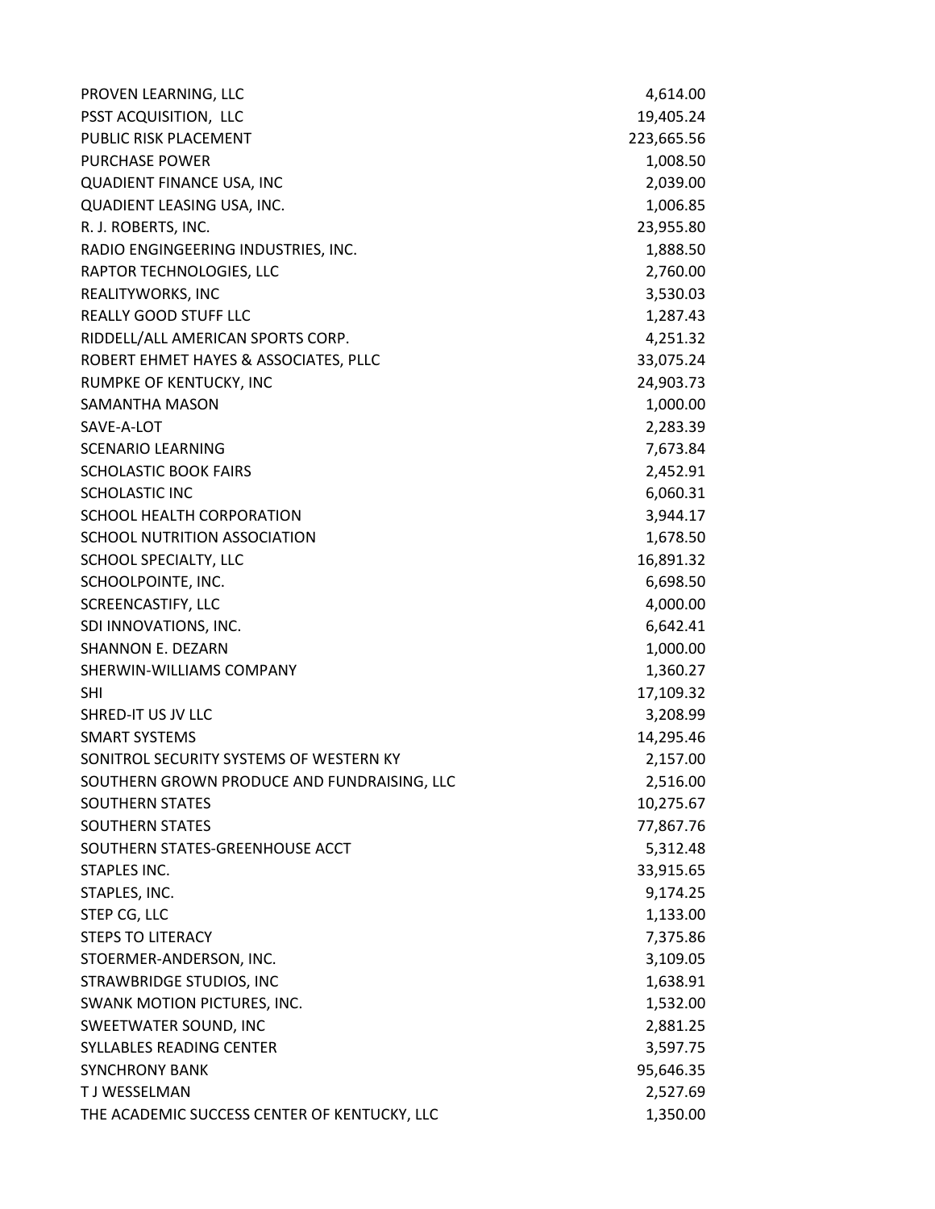| | |
|---|---|
| PROVEN LEARNING, LLC | 4,614.00 |
| PSST ACQUISITION,  LLC | 19,405.24 |
| PUBLIC RISK PLACEMENT | 223,665.56 |
| PURCHASE POWER | 1,008.50 |
| QUADIENT FINANCE USA, INC | 2,039.00 |
| QUADIENT LEASING USA, INC. | 1,006.85 |
| R. J. ROBERTS, INC. | 23,955.80 |
| RADIO ENGINGEERING INDUSTRIES, INC. | 1,888.50 |
| RAPTOR TECHNOLOGIES, LLC | 2,760.00 |
| REALITYWORKS, INC | 3,530.03 |
| REALLY GOOD STUFF LLC | 1,287.43 |
| RIDDELL/ALL AMERICAN SPORTS CORP. | 4,251.32 |
| ROBERT EHMET HAYES & ASSOCIATES, PLLC | 33,075.24 |
| RUMPKE OF KENTUCKY, INC | 24,903.73 |
| SAMANTHA MASON | 1,000.00 |
| SAVE-A-LOT | 2,283.39 |
| SCENARIO LEARNING | 7,673.84 |
| SCHOLASTIC BOOK FAIRS | 2,452.91 |
| SCHOLASTIC INC | 6,060.31 |
| SCHOOL HEALTH CORPORATION | 3,944.17 |
| SCHOOL NUTRITION ASSOCIATION | 1,678.50 |
| SCHOOL SPECIALTY, LLC | 16,891.32 |
| SCHOOLPOINTE, INC. | 6,698.50 |
| SCREENCASTIFY, LLC | 4,000.00 |
| SDI INNOVATIONS, INC. | 6,642.41 |
| SHANNON E. DEZARN | 1,000.00 |
| SHERWIN-WILLIAMS COMPANY | 1,360.27 |
| SHI | 17,109.32 |
| SHRED-IT US JV LLC | 3,208.99 |
| SMART SYSTEMS | 14,295.46 |
| SONITROL SECURITY SYSTEMS OF WESTERN KY | 2,157.00 |
| SOUTHERN GROWN PRODUCE AND FUNDRAISING, LLC | 2,516.00 |
| SOUTHERN STATES | 10,275.67 |
| SOUTHERN STATES | 77,867.76 |
| SOUTHERN STATES-GREENHOUSE ACCT | 5,312.48 |
| STAPLES INC. | 33,915.65 |
| STAPLES, INC. | 9,174.25 |
| STEP CG, LLC | 1,133.00 |
| STEPS TO LITERACY | 7,375.86 |
| STOERMER-ANDERSON, INC. | 3,109.05 |
| STRAWBRIDGE STUDIOS, INC | 1,638.91 |
| SWANK MOTION PICTURES, INC. | 1,532.00 |
| SWEETWATER SOUND, INC | 2,881.25 |
| SYLLABLES READING CENTER | 3,597.75 |
| SYNCHRONY BANK | 95,646.35 |
| T J WESSELMAN | 2,527.69 |
| THE ACADEMIC SUCCESS CENTER OF KENTUCKY, LLC | 1,350.00 |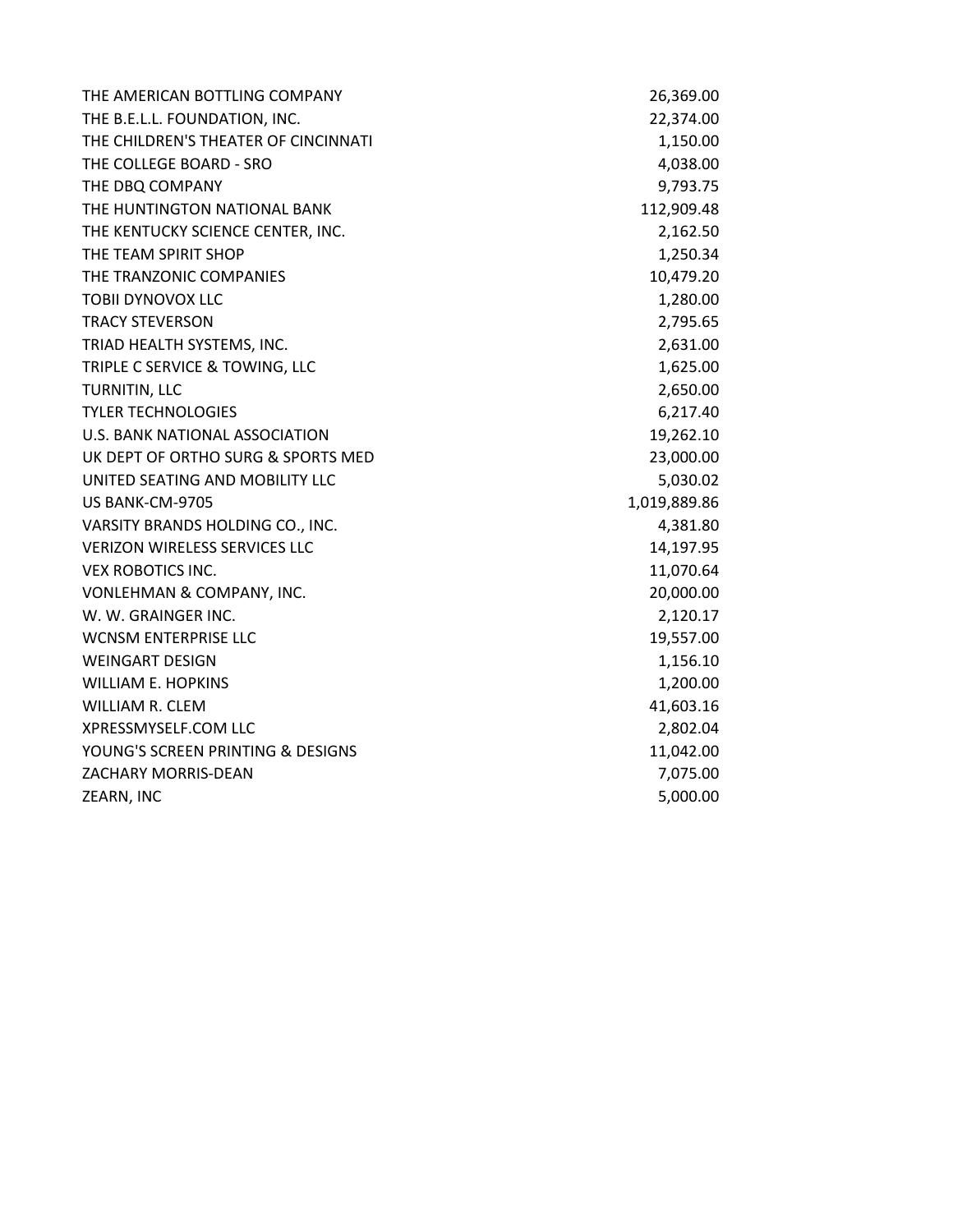| | |
|---|---|
| THE AMERICAN BOTTLING COMPANY | 26,369.00 |
| THE B.E.L.L. FOUNDATION, INC. | 22,374.00 |
| THE CHILDREN'S THEATER OF CINCINNATI | 1,150.00 |
| THE COLLEGE BOARD - SRO | 4,038.00 |
| THE DBQ COMPANY | 9,793.75 |
| THE HUNTINGTON NATIONAL BANK | 112,909.48 |
| THE KENTUCKY SCIENCE CENTER, INC. | 2,162.50 |
| THE TEAM SPIRIT SHOP | 1,250.34 |
| THE TRANZONIC COMPANIES | 10,479.20 |
| TOBII DYNOVOX LLC | 1,280.00 |
| TRACY STEVERSON | 2,795.65 |
| TRIAD HEALTH SYSTEMS, INC. | 2,631.00 |
| TRIPLE C SERVICE & TOWING, LLC | 1,625.00 |
| TURNITIN, LLC | 2,650.00 |
| TYLER TECHNOLOGIES | 6,217.40 |
| U.S. BANK NATIONAL ASSOCIATION | 19,262.10 |
| UK DEPT OF ORTHO SURG & SPORTS MED | 23,000.00 |
| UNITED SEATING AND MOBILITY LLC | 5,030.02 |
| US BANK-CM-9705 | 1,019,889.86 |
| VARSITY BRANDS HOLDING CO., INC. | 4,381.80 |
| VERIZON WIRELESS SERVICES LLC | 14,197.95 |
| VEX ROBOTICS INC. | 11,070.64 |
| VONLEHMAN & COMPANY, INC. | 20,000.00 |
| W. W. GRAINGER INC. | 2,120.17 |
| WCNSM ENTERPRISE LLC | 19,557.00 |
| WEINGART DESIGN | 1,156.10 |
| WILLIAM E. HOPKINS | 1,200.00 |
| WILLIAM R. CLEM | 41,603.16 |
| XPRESSMYSELF.COM LLC | 2,802.04 |
| YOUNG'S SCREEN PRINTING & DESIGNS | 11,042.00 |
| ZACHARY MORRIS-DEAN | 7,075.00 |
| ZEARN, INC | 5,000.00 |